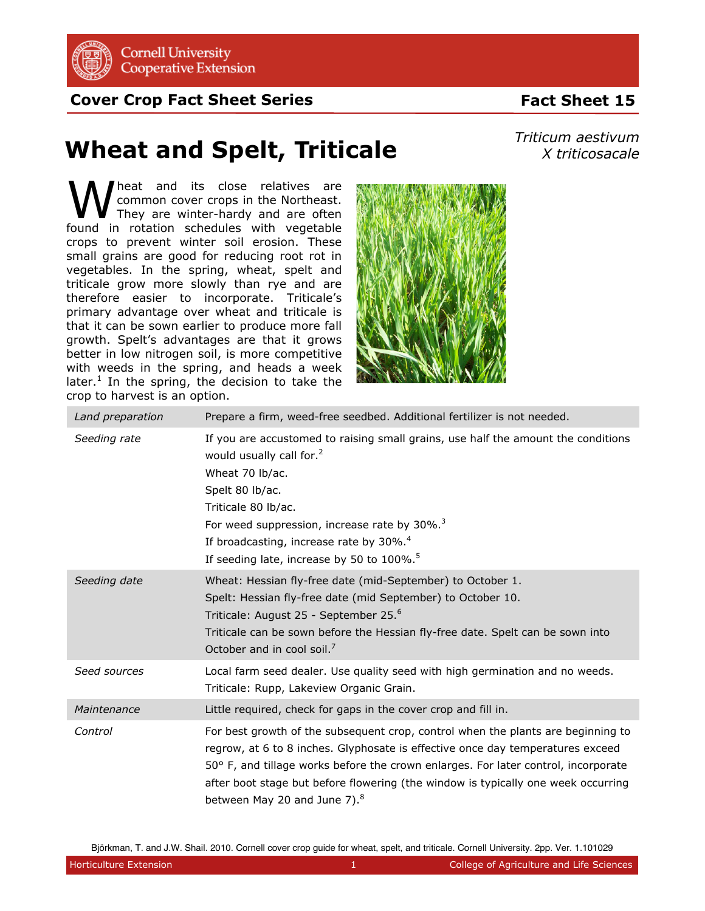Cornell University Cooperative Extension

**Cover Crop Fact Sheet Series** — **Fact Sheet 15**

# Wheat and Spelt, Triticale

*Triticum aestivum*
*X triticosacale*

Wheat and its close relatives are common cover crops in the Northeast. They are winter-hardy and are often found in rotation schedules with vegetable crops to prevent winter soil erosion. These small grains are good for reducing root rot in vegetables. In the spring, wheat, spelt and triticale grow more slowly than rye and are therefore easier to incorporate. Triticale's primary advantage over wheat and triticale is that it can be sown earlier to produce more fall growth. Spelt's advantages are that it grows better in low nitrogen soil, is more competitive with weeds in the spring, and heads a week later.[1] In the spring, the decision to take the crop to harvest is an option.

| | |
|---|---|
| *Land preparation* | Prepare a firm, weed-free seedbed. Additional fertilizer is not needed. |
| *Seeding rate* | If you are accustomed to raising small grains, use half the amount the conditions would usually call for.[2]<br>Wheat 70 lb/ac.<br>Spelt 80 lb/ac.<br>Triticale 80 lb/ac.<br>For weed suppression, increase rate by 30%.[3]<br>If broadcasting, increase rate by 30%.[4]<br>If seeding late, increase by 50 to 100%.[5] |
| *Seeding date* | Wheat: Hessian fly-free date (mid-September) to October 1.<br>Spelt: Hessian fly-free date (mid September) to October 10.<br>Triticale: August 25 - September 25.[6]<br>Triticale can be sown before the Hessian fly-free date. Spelt can be sown into October and in cool soil.[7] |
| *Seed sources* | Local farm seed dealer. Use quality seed with high germination and no weeds.<br>Triticale: Rupp, Lakeview Organic Grain. |
| *Maintenance* | Little required, check for gaps in the cover crop and fill in. |
| *Control* | For best growth of the subsequent crop, control when the plants are beginning to regrow, at 6 to 8 inches. Glyphosate is effective once day temperatures exceed 50° F, and tillage works before the crown enlarges. For later control, incorporate after boot stage but before flowering (the window is typically one week occurring between May 20 and June 7).[8] |

Björkman, T. and J.W. Shail. 2010. Cornell cover crop guide for wheat, spelt, and triticale. Cornell University. 2pp. Ver. 1.101029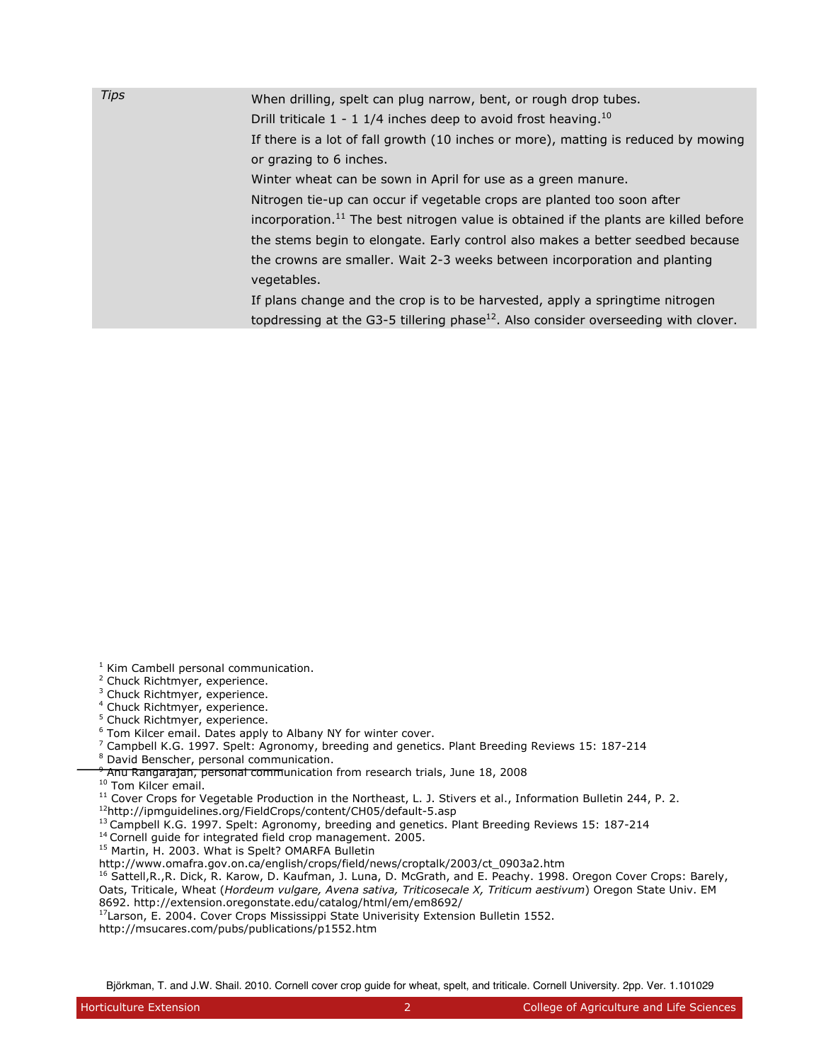| | |
|---|---|
| *Tips* | When drilling, spelt can plug narrow, bent, or rough drop tubes.<br>Drill triticale 1 - 1 1/4 inches deep to avoid frost heaving.[10]<br>If there is a lot of fall growth (10 inches or more), matting is reduced by mowing or grazing to 6 inches.<br>Winter wheat can be sown in April for use as a green manure.<br>Nitrogen tie-up can occur if vegetable crops are planted too soon after incorporation.[11] The best nitrogen value is obtained if the plants are killed before the stems begin to elongate. Early control also makes a better seedbed because the crowns are smaller. Wait 2-3 weeks between incorporation and planting vegetables.<br>If plans change and the crop is to be harvested, apply a springtime nitrogen topdressing at the G3-5 tillering phase[12]. Also consider overseeding with clover. |

[1] Kim Cambell personal communication.
[2] Chuck Richtmyer, experience.
[3] Chuck Richtmyer, experience.
[4] Chuck Richtmyer, experience.
[5] Chuck Richtmyer, experience.
[6] Tom Kilcer email. Dates apply to Albany NY for winter cover.
[7] Campbell K.G. 1997. Spelt: Agronomy, breeding and genetics. Plant Breeding Reviews 15: 187-214
[8] David Benscher, personal communication.
[9] Anu Rangarajan, personal communication from research trials, June 18, 2008
[10] Tom Kilcer email.
[11] Cover Crops for Vegetable Production in the Northeast, L. J. Stivers et al., Information Bulletin 244, P. 2.
[12] http://ipmguidelines.org/FieldCrops/content/CH05/default-5.asp
[13] Campbell K.G. 1997. Spelt: Agronomy, breeding and genetics. Plant Breeding Reviews 15: 187-214
[14] Cornell guide for integrated field crop management. 2005.
[15] Martin, H. 2003. What is Spelt? OMARFA Bulletin http://www.omafra.gov.on.ca/english/crops/field/news/croptalk/2003/ct_0903a2.htm
[16] Sattell,R.,R. Dick, R. Karow, D. Kaufman, J. Luna, D. McGrath, and E. Peachy. 1998. Oregon Cover Crops: Barely, Oats, Triticale, Wheat (*Hordeum vulgare, Avena sativa, Triticosecale X, Triticum aestivum*) Oregon State Univ. EM 8692. http://extension.oregonstate.edu/catalog/html/em/em8692/
[17] Larson, E. 2004. Cover Crops Mississippi State Univerisity Extension Bulletin 1552. http://msucares.com/pubs/publications/p1552.htm

Björkman, T. and J.W. Shail. 2010. Cornell cover crop guide for wheat, spelt, and triticale. Cornell University. 2pp. Ver. 1.101029